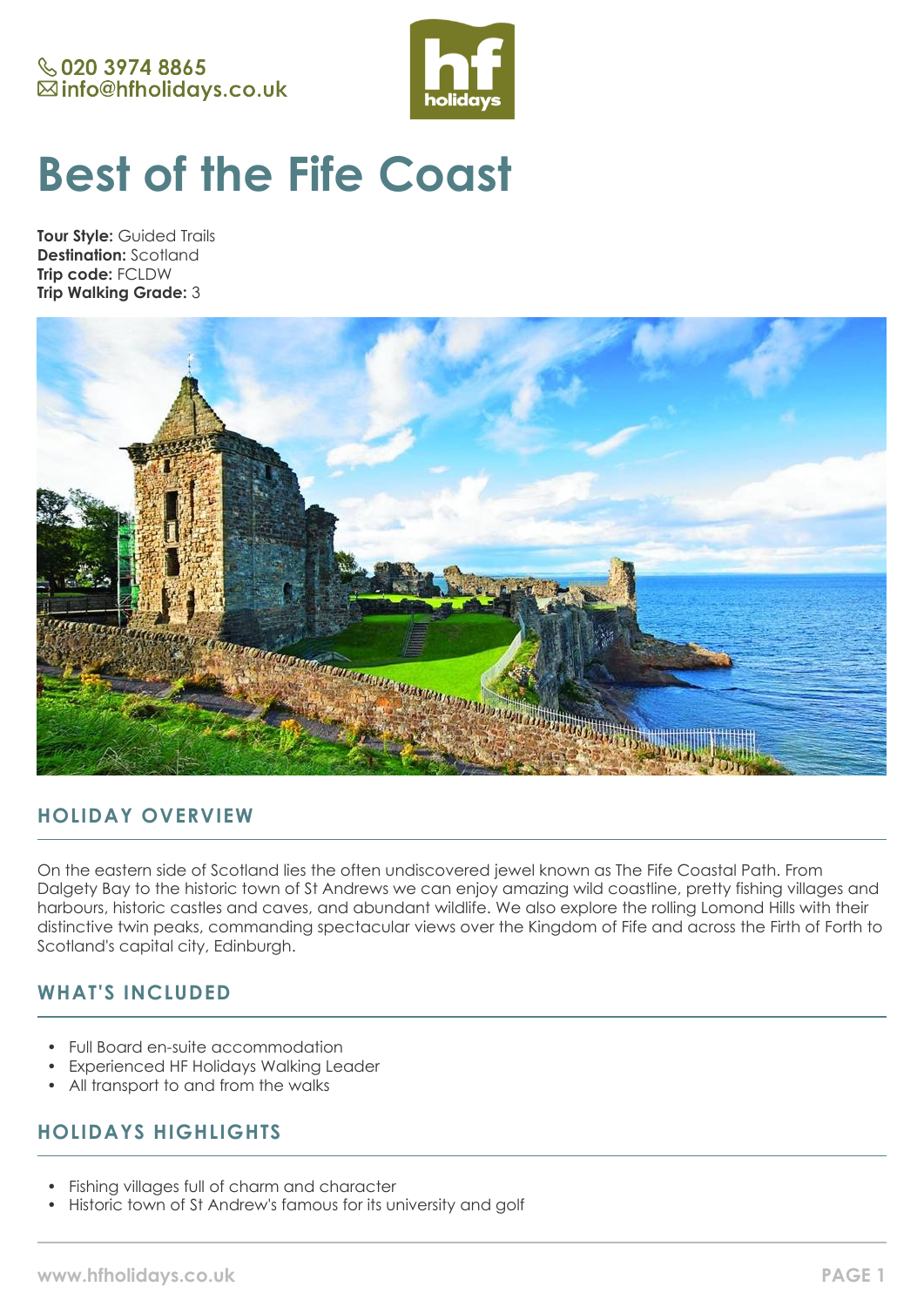020 3974 8865
info@hfholidays.co.uk

# Best of the Fife Coast

**Tour Style:** Guided Trails
**Destination:** Scotland
**Trip code:** FCLDW
**Trip Walking Grade:** 3

## HOLIDAY OVERVIEW

On the eastern side of Scotland lies the often undiscovered jewel known as The Fife Coastal Path. From Dalgety Bay to the historic town of St Andrews we can enjoy amazing wild coastline, pretty fishing villages and harbours, historic castles and caves, and abundant wildlife. We also explore the rolling Lomond Hills with their distinctive twin peaks, commanding spectacular views over the Kingdom of Fife and across the Firth of Forth to Scotland's capital city, Edinburgh.

## WHAT'S INCLUDED

- Full Board en-suite accommodation
- Experienced HF Holidays Walking Leader
- All transport to and from the walks

## HOLIDAYS HIGHLIGHTS

- Fishing villages full of charm and character
- Historic town of St Andrew's famous for its university and golf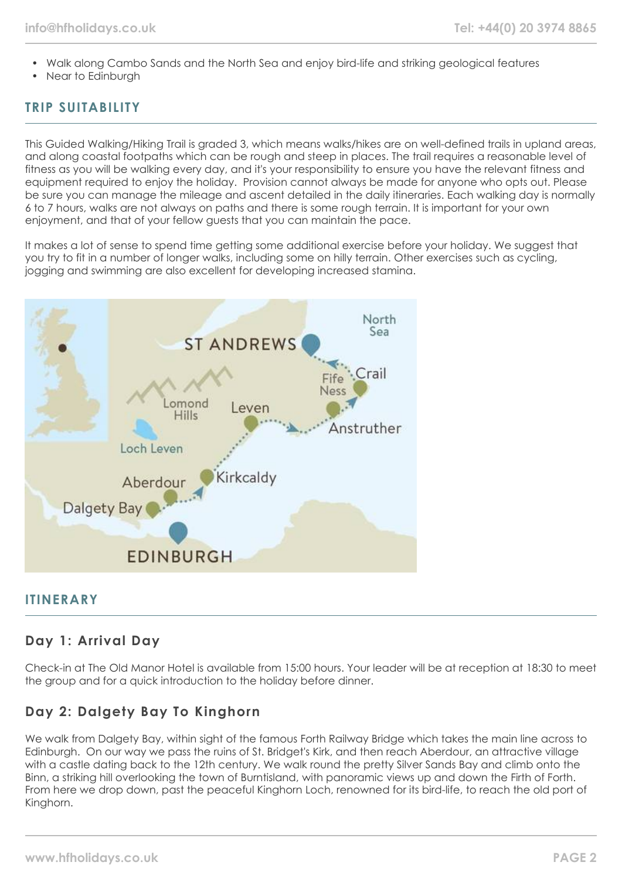- Walk along Cambo Sands and the North Sea and enjoy bird-life and striking geological features
- Near to Edinburgh

## TRIP SUITABILITY

This Guided Walking/Hiking Trail is graded 3, which means walks/hikes are on well-defined trails in upland areas, and along coastal footpaths which can be rough and steep in places. The trail requires a reasonable level of fitness as you will be walking every day, and it's your responsibility to ensure you have the relevant fitness and equipment required to enjoy the holiday. Provision cannot always be made for anyone who opts out. Please be sure you can manage the mileage and ascent detailed in the daily itineraries. Each walking day is normally 6 to 7 hours, walks are not always on paths and there is some rough terrain. It is important for your own enjoyment, and that of your fellow guests that you can maintain the pace.

It makes a lot of sense to spend time getting some additional exercise before your holiday. We suggest that you try to fit in a number of longer walks, including some on hilly terrain. Other exercises such as cycling, jogging and swimming are also excellent for developing increased stamina.

## ITINERARY

### Day 1: Arrival Day

Check-in at The Old Manor Hotel is available from 15:00 hours. Your leader will be at reception at 18:30 to meet the group and for a quick introduction to the holiday before dinner.

### Day 2: Dalgety Bay To Kinghorn

We walk from Dalgety Bay, within sight of the famous Forth Railway Bridge which takes the main line across to Edinburgh. On our way we pass the ruins of St. Bridget's Kirk, and then reach Aberdour, an attractive village with a castle dating back to the 12th century. We walk round the pretty Silver Sands Bay and climb onto the Binn, a striking hill overlooking the town of Burntisland, with panoramic views up and down the Firth of Forth. From here we drop down, past the peaceful Kinghorn Loch, renowned for its bird-life, to reach the old port of Kinghorn.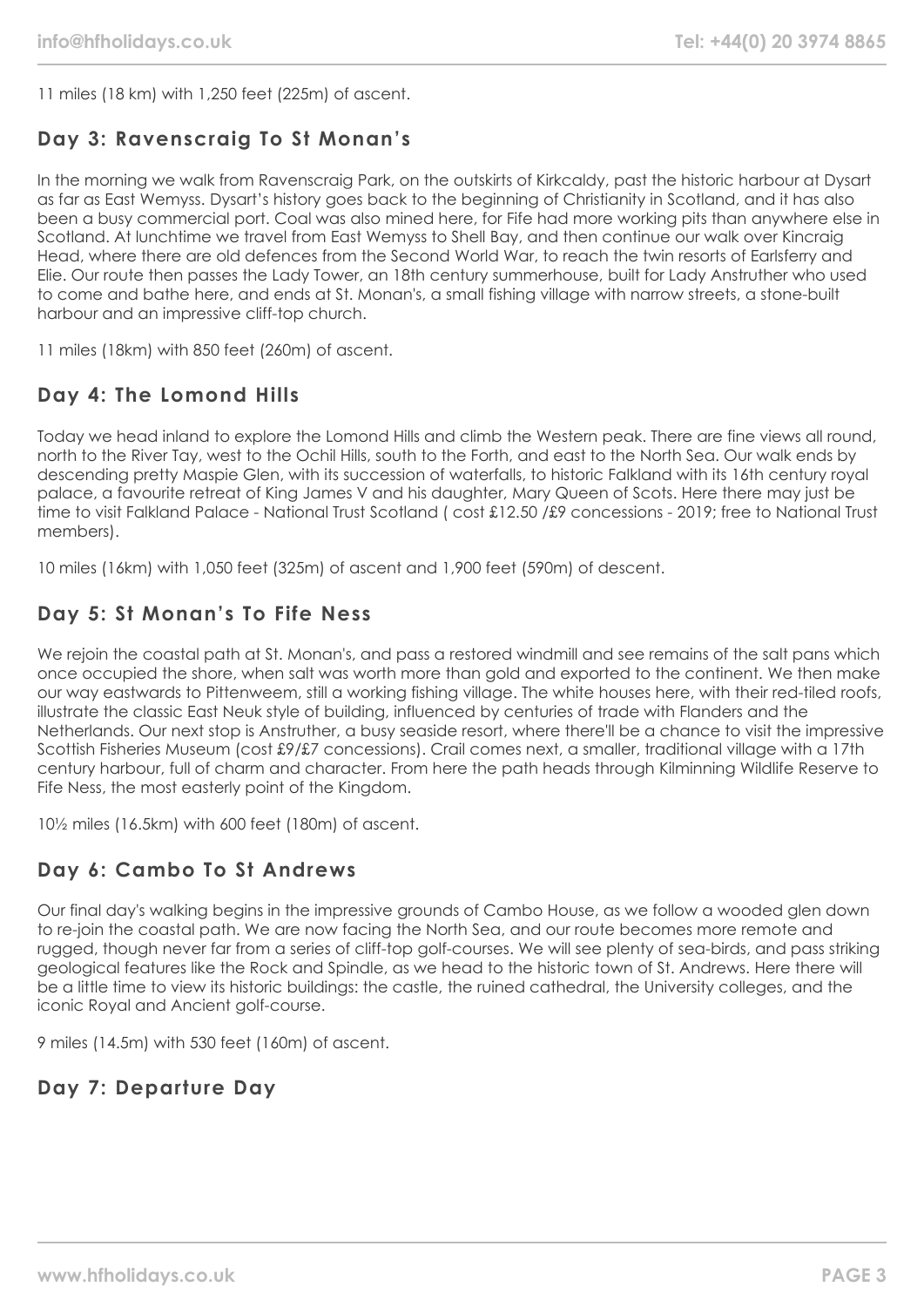11 miles (18 km) with 1,250 feet (225m) of ascent.

## Day 3: Ravenscraig To St Monan's

In the morning we walk from Ravenscraig Park, on the outskirts of Kirkcaldy, past the historic harbour at Dysart as far as East Wemyss. Dysart's history goes back to the beginning of Christianity in Scotland, and it has also been a busy commercial port. Coal was also mined here, for Fife had more working pits than anywhere else in Scotland. At lunchtime we travel from East Wemyss to Shell Bay, and then continue our walk over Kincraig Head, where there are old defences from the Second World War, to reach the twin resorts of Earlsferry and Elie. Our route then passes the Lady Tower, an 18th century summerhouse, built for Lady Anstruther who used to come and bathe here, and ends at St. Monan's, a small fishing village with narrow streets, a stone-built harbour and an impressive cliff-top church.

11 miles (18km) with 850 feet (260m) of ascent.

## Day 4: The Lomond Hills

Today we head inland to explore the Lomond Hills and climb the Western peak. There are fine views all round, north to the River Tay, west to the Ochil Hills, south to the Forth, and east to the North Sea. Our walk ends by descending pretty Maspie Glen, with its succession of waterfalls, to historic Falkland with its 16th century royal palace, a favourite retreat of King James V and his daughter, Mary Queen of Scots. Here there may just be time to visit Falkland Palace - National Trust Scotland ( cost £12.50 /£9 concessions - 2019; free to National Trust members).

10 miles (16km) with 1,050 feet (325m) of ascent and 1,900 feet (590m) of descent.

## Day 5: St Monan's To Fife Ness

We rejoin the coastal path at St. Monan's, and pass a restored windmill and see remains of the salt pans which once occupied the shore, when salt was worth more than gold and exported to the continent. We then make our way eastwards to Pittenweem, still a working fishing village. The white houses here, with their red-tiled roofs, illustrate the classic East Neuk style of building, influenced by centuries of trade with Flanders and the Netherlands. Our next stop is Anstruther, a busy seaside resort, where there'll be a chance to visit the impressive Scottish Fisheries Museum (cost £9/£7 concessions). Crail comes next, a smaller, traditional village with a 17th century harbour, full of charm and character. From here the path heads through Kilminning Wildlife Reserve to Fife Ness, the most easterly point of the Kingdom.

10½ miles (16.5km) with 600 feet (180m) of ascent.

## Day 6: Cambo To St Andrews

Our final day's walking begins in the impressive grounds of Cambo House, as we follow a wooded glen down to re-join the coastal path. We are now facing the North Sea, and our route becomes more remote and rugged, though never far from a series of cliff-top golf-courses. We will see plenty of sea-birds, and pass striking geological features like the Rock and Spindle, as we head to the historic town of St. Andrews. Here there will be a little time to view its historic buildings: the castle, the ruined cathedral, the University colleges, and the iconic Royal and Ancient golf-course.

9 miles (14.5m) with 530 feet (160m) of ascent.

## Day 7: Departure Day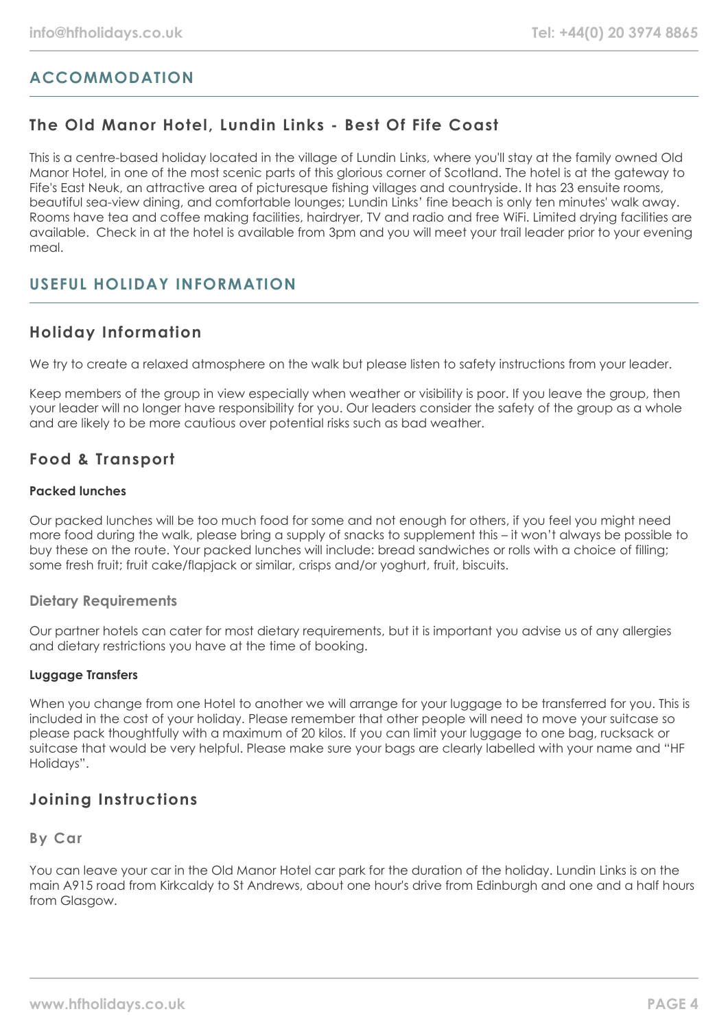## ACCOMMODATION

### The Old Manor Hotel, Lundin Links - Best Of Fife Coast

This is a centre-based holiday located in the village of Lundin Links, where you'll stay at the family owned Old Manor Hotel, in one of the most scenic parts of this glorious corner of Scotland. The hotel is at the gateway to Fife's East Neuk, an attractive area of picturesque fishing villages and countryside. It has 23 ensuite rooms, beautiful sea-view dining, and comfortable lounges; Lundin Links' fine beach is only ten minutes' walk away. Rooms have tea and coffee making facilities, hairdryer, TV and radio and free WiFi. Limited drying facilities are available. Check in at the hotel is available from 3pm and you will meet your trail leader prior to your evening meal.

## USEFUL HOLIDAY INFORMATION

### Holiday Information

We try to create a relaxed atmosphere on the walk but please listen to safety instructions from your leader.

Keep members of the group in view especially when weather or visibility is poor. If you leave the group, then your leader will no longer have responsibility for you. Our leaders consider the safety of the group as a whole and are likely to be more cautious over potential risks such as bad weather.

### Food & Transport

#### Packed lunches

Our packed lunches will be too much food for some and not enough for others, if you feel you might need more food during the walk, please bring a supply of snacks to supplement this – it won't always be possible to buy these on the route. Your packed lunches will include: bread sandwiches or rolls with a choice of filling; some fresh fruit; fruit cake/flapjack or similar, crisps and/or yoghurt, fruit, biscuits.

#### Dietary Requirements

Our partner hotels can cater for most dietary requirements, but it is important you advise us of any allergies and dietary restrictions you have at the time of booking.

#### Luggage Transfers

When you change from one Hotel to another we will arrange for your luggage to be transferred for you. This is included in the cost of your holiday. Please remember that other people will need to move your suitcase so please pack thoughtfully with a maximum of 20 kilos. If you can limit your luggage to one bag, rucksack or suitcase that would be very helpful. Please make sure your bags are clearly labelled with your name and "HF Holidays".

### Joining Instructions

#### By Car

You can leave your car in the Old Manor Hotel car park for the duration of the holiday. Lundin Links is on the main A915 road from Kirkcaldy to St Andrews, about one hour's drive from Edinburgh and one and a half hours from Glasgow.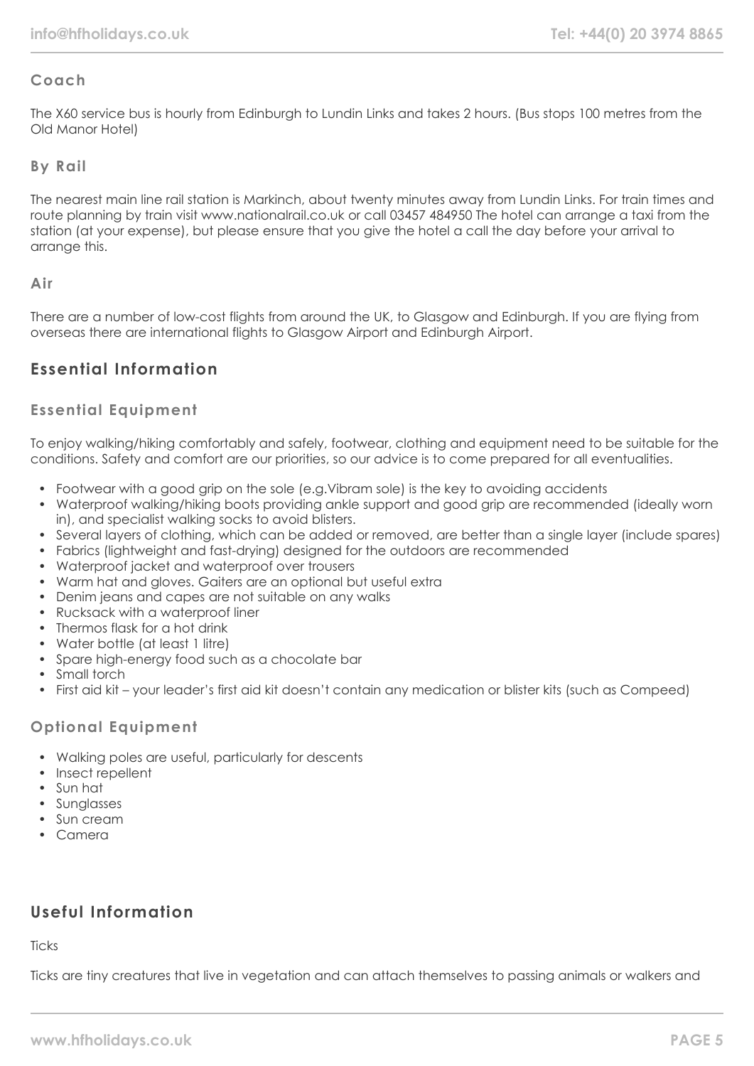### Coach

The X60 service bus is hourly from Edinburgh to Lundin Links and takes 2 hours. (Bus stops 100 metres from the Old Manor Hotel)

### By Rail

The nearest main line rail station is Markinch, about twenty minutes away from Lundin Links. For train times and route planning by train visit www.nationalrail.co.uk or call 03457 484950 The hotel can arrange a taxi from the station (at your expense), but please ensure that you give the hotel a call the day before your arrival to arrange this.

### Air

There are a number of low-cost flights from around the UK, to Glasgow and Edinburgh. If you are flying from overseas there are international flights to Glasgow Airport and Edinburgh Airport.

## Essential Information

### Essential Equipment

To enjoy walking/hiking comfortably and safely, footwear, clothing and equipment need to be suitable for the conditions. Safety and comfort are our priorities, so our advice is to come prepared for all eventualities.

- Footwear with a good grip on the sole (e.g.Vibram sole) is the key to avoiding accidents
- Waterproof walking/hiking boots providing ankle support and good grip are recommended (ideally worn in), and specialist walking socks to avoid blisters.
- Several layers of clothing, which can be added or removed, are better than a single layer (include spares)
- Fabrics (lightweight and fast-drying) designed for the outdoors are recommended
- Waterproof jacket and waterproof over trousers
- Warm hat and gloves. Gaiters are an optional but useful extra
- Denim jeans and capes are not suitable on any walks
- Rucksack with a waterproof liner
- Thermos flask for a hot drink
- Water bottle (at least 1 litre)
- Spare high-energy food such as a chocolate bar
- Small torch
- First aid kit – your leader's first aid kit doesn't contain any medication or blister kits (such as Compeed)

### Optional Equipment

- Walking poles are useful, particularly for descents
- Insect repellent
- Sun hat
- Sunglasses
- Sun cream
- Camera

## Useful Information

Ticks

Ticks are tiny creatures that live in vegetation and can attach themselves to passing animals or walkers and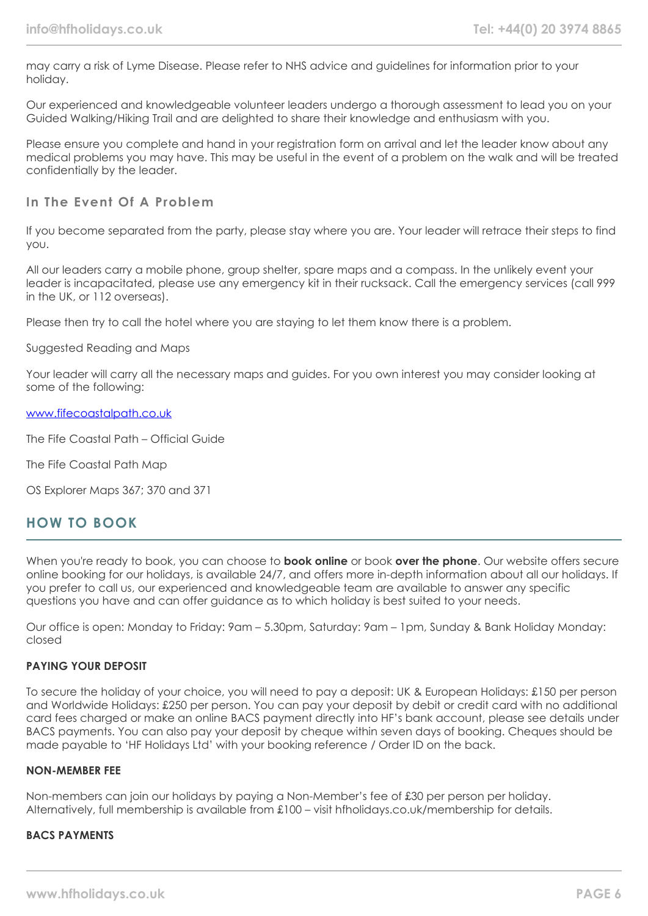may carry a risk of Lyme Disease. Please refer to NHS advice and guidelines for information prior to your holiday.

Our experienced and knowledgeable volunteer leaders undergo a thorough assessment to lead you on your Guided Walking/Hiking Trail and are delighted to share their knowledge and enthusiasm with you.

Please ensure you complete and hand in your registration form on arrival and let the leader know about any medical problems you may have. This may be useful in the event of a problem on the walk and will be treated confidentially by the leader.

### In The Event Of A Problem

If you become separated from the party, please stay where you are. Your leader will retrace their steps to find you.

All our leaders carry a mobile phone, group shelter, spare maps and a compass. In the unlikely event your leader is incapacitated, please use any emergency kit in their rucksack. Call the emergency services (call 999 in the UK, or 112 overseas).

Please then try to call the hotel where you are staying to let them know there is a problem.

Suggested Reading and Maps

Your leader will carry all the necessary maps and guides. For you own interest you may consider looking at some of the following:

www.fifecoastalpath.co.uk

The Fife Coastal Path – Official Guide

The Fife Coastal Path Map

OS Explorer Maps 367; 370 and 371

## HOW TO BOOK

When you're ready to book, you can choose to **book online** or book **over the phone**. Our website offers secure online booking for our holidays, is available 24/7, and offers more in-depth information about all our holidays. If you prefer to call us, our experienced and knowledgeable team are available to answer any specific questions you have and can offer guidance as to which holiday is best suited to your needs.

Our office is open: Monday to Friday: 9am – 5.30pm, Saturday: 9am – 1pm, Sunday & Bank Holiday Monday: closed

#### PAYING YOUR DEPOSIT

To secure the holiday of your choice, you will need to pay a deposit: UK & European Holidays: £150 per person and Worldwide Holidays: £250 per person. You can pay your deposit by debit or credit card with no additional card fees charged or make an online BACS payment directly into HF's bank account, please see details under BACS payments. You can also pay your deposit by cheque within seven days of booking. Cheques should be made payable to 'HF Holidays Ltd' with your booking reference / Order ID on the back.

#### NON-MEMBER FEE

Non-members can join our holidays by paying a Non-Member's fee of £30 per person per holiday. Alternatively, full membership is available from £100 – visit hfholidays.co.uk/membership for details.

#### BACS PAYMENTS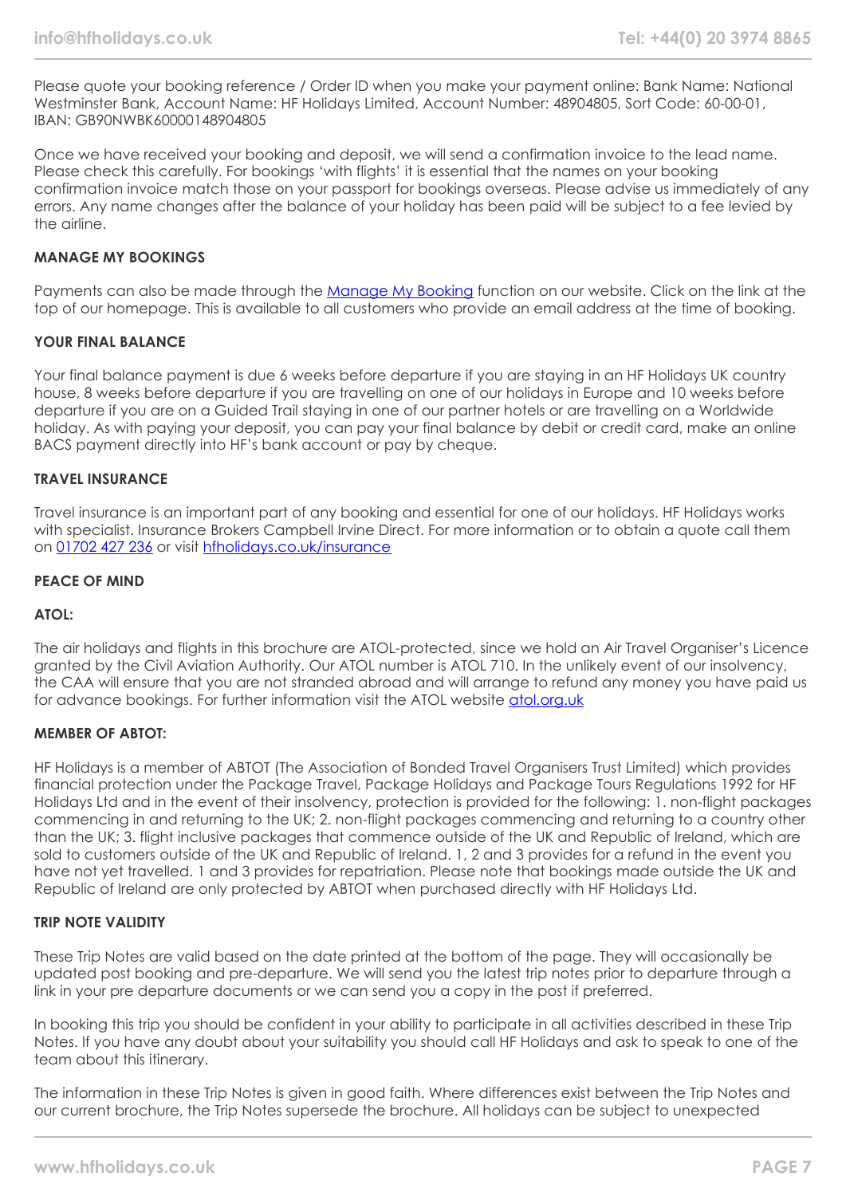Please quote your booking reference / Order ID when you make your payment online: Bank Name: National Westminster Bank, Account Name: HF Holidays Limited, Account Number: 48904805, Sort Code: 60-00-01, IBAN: GB90NWBK60000148904805

Once we have received your booking and deposit, we will send a confirmation invoice to the lead name. Please check this carefully. For bookings 'with flights' it is essential that the names on your booking confirmation invoice match those on your passport for bookings overseas. Please advise us immediately of any errors. Any name changes after the balance of your holiday has been paid will be subject to a fee levied by the airline.

**MANAGE MY BOOKINGS**

Payments can also be made through the Manage My Booking function on our website. Click on the link at the top of our homepage. This is available to all customers who provide an email address at the time of booking.

**YOUR FINAL BALANCE**

Your final balance payment is due 6 weeks before departure if you are staying in an HF Holidays UK country house, 8 weeks before departure if you are travelling on one of our holidays in Europe and 10 weeks before departure if you are on a Guided Trail staying in one of our partner hotels or are travelling on a Worldwide holiday. As with paying your deposit, you can pay your final balance by debit or credit card, make an online BACS payment directly into HF's bank account or pay by cheque.

**TRAVEL INSURANCE**

Travel insurance is an important part of any booking and essential for one of our holidays. HF Holidays works with specialist. Insurance Brokers Campbell Irvine Direct. For more information or to obtain a quote call them on 01702 427 236 or visit hfholidays.co.uk/insurance

**PEACE OF MIND**

**ATOL:**

The air holidays and flights in this brochure are ATOL-protected, since we hold an Air Travel Organiser's Licence granted by the Civil Aviation Authority. Our ATOL number is ATOL 710. In the unlikely event of our insolvency, the CAA will ensure that you are not stranded abroad and will arrange to refund any money you have paid us for advance bookings. For further information visit the ATOL website atol.org.uk

**MEMBER OF ABTOT:**

HF Holidays is a member of ABTOT (The Association of Bonded Travel Organisers Trust Limited) which provides financial protection under the Package Travel, Package Holidays and Package Tours Regulations 1992 for HF Holidays Ltd and in the event of their insolvency, protection is provided for the following: 1. non-flight packages commencing in and returning to the UK; 2. non-flight packages commencing and returning to a country other than the UK; 3. flight inclusive packages that commence outside of the UK and Republic of Ireland, which are sold to customers outside of the UK and Republic of Ireland. 1, 2 and 3 provides for a refund in the event you have not yet travelled. 1 and 3 provides for repatriation. Please note that bookings made outside the UK and Republic of Ireland are only protected by ABTOT when purchased directly with HF Holidays Ltd.

**TRIP NOTE VALIDITY**

These Trip Notes are valid based on the date printed at the bottom of the page. They will occasionally be updated post booking and pre-departure. We will send you the latest trip notes prior to departure through a link in your pre departure documents or we can send you a copy in the post if preferred.

In booking this trip you should be confident in your ability to participate in all activities described in these Trip Notes. If you have any doubt about your suitability you should call HF Holidays and ask to speak to one of the team about this itinerary.

The information in these Trip Notes is given in good faith. Where differences exist between the Trip Notes and our current brochure, the Trip Notes supersede the brochure. All holidays can be subject to unexpected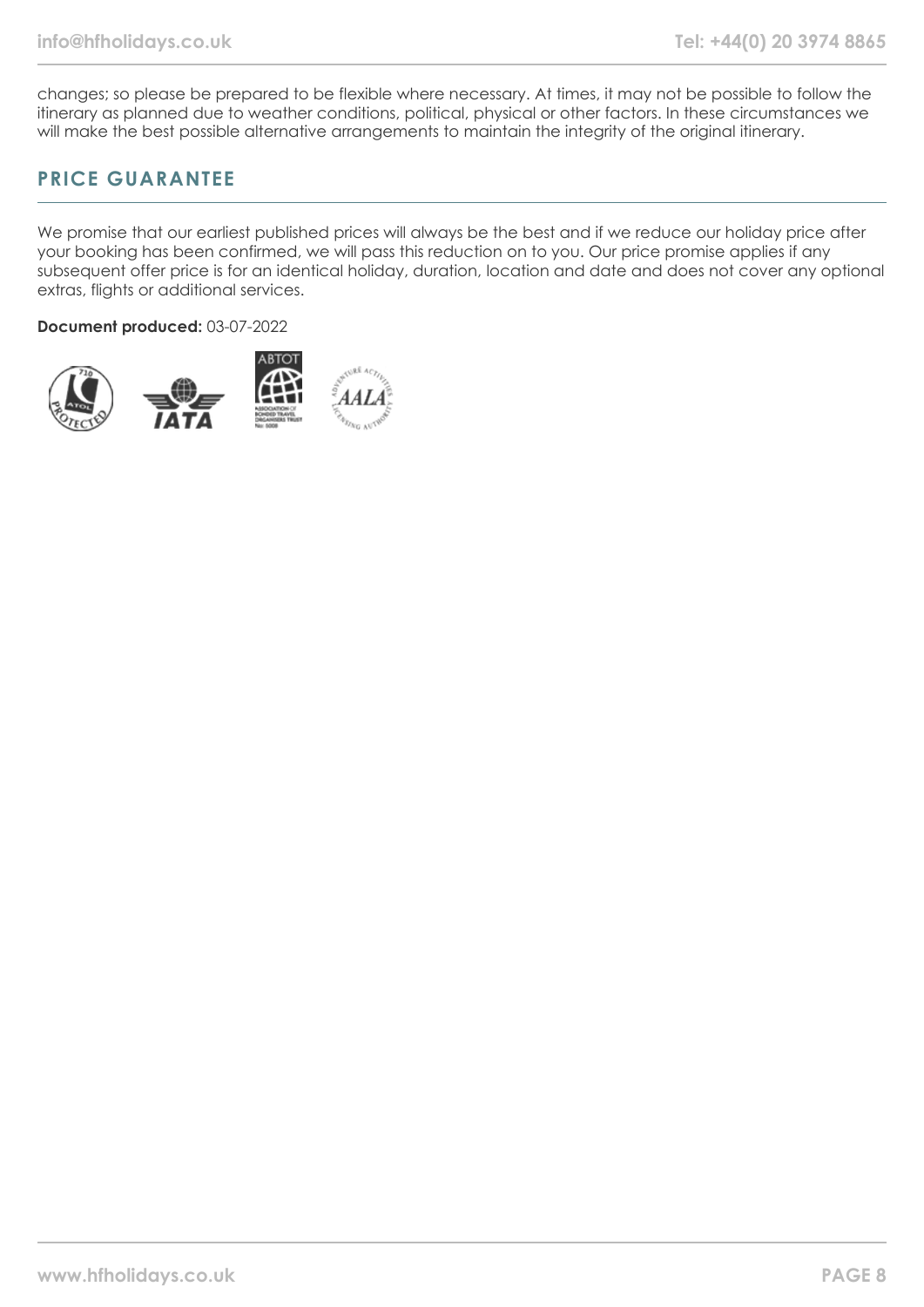changes; so please be prepared to be flexible where necessary. At times, it may not be possible to follow the itinerary as planned due to weather conditions, political, physical or other factors. In these circumstances we will make the best possible alternative arrangements to maintain the integrity of the original itinerary.

## PRICE GUARANTEE

We promise that our earliest published prices will always be the best and if we reduce our holiday price after your booking has been confirmed, we will pass this reduction on to you. Our price promise applies if any subsequent offer price is for an identical holiday, duration, location and date and does not cover any optional extras, flights or additional services.

**Document produced:** 03-07-2022